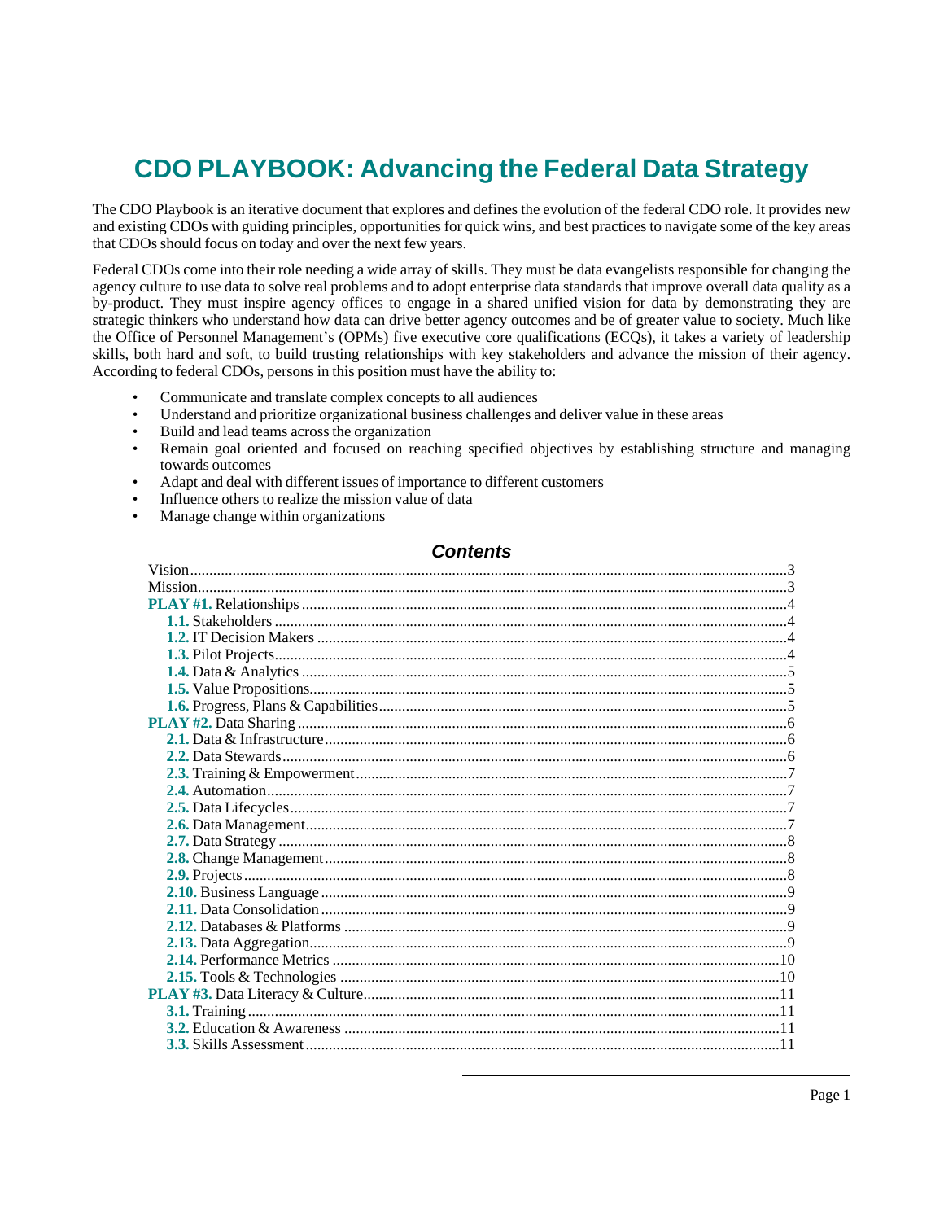# CDO PLAYBOOK: Advancing the Federal Data Strategy

The CDO Playbook is an iterative document that explores and defines the evolution of the federal CDO role. It provides new and existing CDOs with guiding principles, opportunities for quick wins, and best practices to navigate some of the key areas that CDOs should focus on today and over the next few years.

Federal CDOs come into their role needing a wide array of skills. They must be data evangelists responsible for changing the agency culture to use data to solve real problems and to adopt enterprise data standards that improve overall data quality as a by-product. They must inspire agency offices to engage in a shared unified vision for data by demonstrating they are strategic thinkers who understand how data can drive better agency outcomes and be of greater value to society. Much like the Office of Personnel Management's (OPMs) five executive core qualifications (ECQs), it takes a variety of leadership skills, both hard and soft, to build trusting relationships with key stakeholders and advance the mission of their agency. According to federal CDOs, persons in this position must have the ability to:

- Communicate and translate complex concepts to all audiences
- Understand and prioritize organizational business challenges and deliver value in these areas
- Build and lead teams across the organization
- Remain goal oriented and focused on reaching specified objectives by establishing structure and managing towards outcomes
- Adapt and deal with different issues of importance to different customers
- Influence others to realize the mission value of data
- Manage change within organizations

### Contents

- Vision ... 3
- Mission ... 3
- **PLAY #1.** Relationships ... 4
  - **1.1.** Stakeholders ... 4
  - **1.2.** IT Decision Makers ... 4
  - **1.3.** Pilot Projects ... 4
  - **1.4.** Data & Analytics ... 5
  - **1.5.** Value Propositions ... 5
  - **1.6.** Progress, Plans & Capabilities ... 5
- **PLAY #2.** Data Sharing ... 6
  - **2.1.** Data & Infrastructure ... 6
  - **2.2.** Data Stewards ... 6
  - **2.3.** Training & Empowerment ... 7
  - **2.4.** Automation ... 7
  - **2.5.** Data Lifecycles ... 7
  - **2.6.** Data Management ... 7
  - **2.7.** Data Strategy ... 8
  - **2.8.** Change Management ... 8
  - **2.9.** Projects ... 8
  - **2.10.** Business Language ... 9
  - **2.11.** Data Consolidation ... 9
  - **2.12.** Databases & Platforms ... 9
  - **2.13.** Data Aggregation ... 9
  - **2.14.** Performance Metrics ... 10
  - **2.15.** Tools & Technologies ... 10
- **PLAY #3.** Data Literacy & Culture ... 11
  - **3.1.** Training ... 11
  - **3.2.** Education & Awareness ... 11
  - **3.3.** Skills Assessment ... 11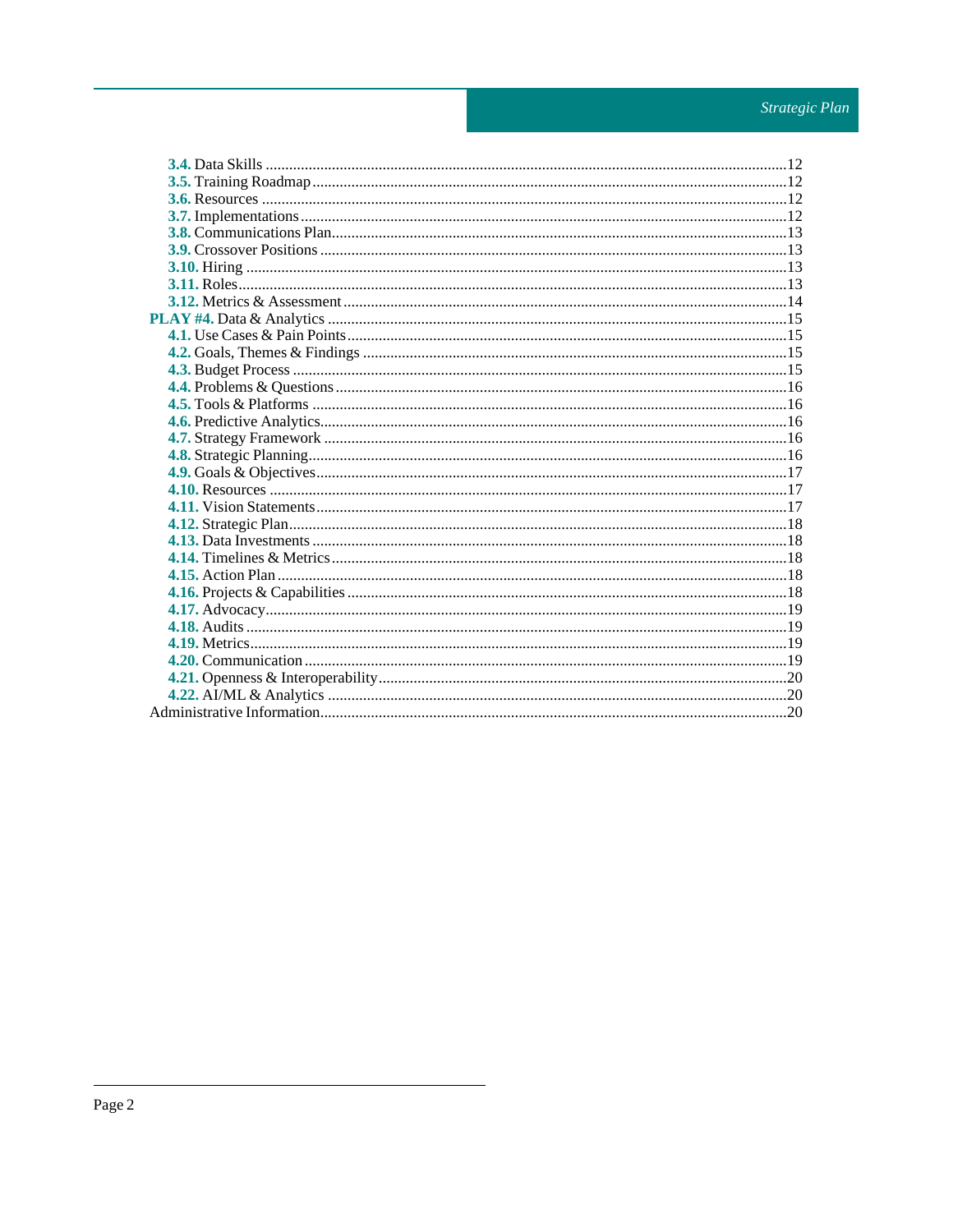- **3.4.** Data Skills ....................................................................................................................12
- **3.5.** Training Roadmap ........................................................................................................12
- **3.6.** Resources ....................................................................................................................12
- **3.7.** Implementations ..........................................................................................................12
- **3.8.** Communications Plan ..................................................................................................13
- **3.9.** Crossover Positions .....................................................................................................13
- **3.10.** Hiring ........................................................................................................................13
- **3.11.** Roles ..........................................................................................................................13
- **3.12.** Metrics & Assessment ................................................................................................14

**PLAY #4.** Data & Analytics ....................................................................................................15

- **4.1.** Use Cases & Pain Points ..............................................................................................15
- **4.2.** Goals, Themes & Findings ...........................................................................................15
- **4.3.** Budget Process ............................................................................................................15
- **4.4.** Problems & Questions .................................................................................................16
- **4.5.** Tools & Platforms ........................................................................................................16
- **4.6.** Predictive Analytics ......................................................................................................16
- **4.7.** Strategy Framework .....................................................................................................16
- **4.8.** Strategic Planning .........................................................................................................16
- **4.9.** Goals & Objectives .......................................................................................................17
- **4.10.** Resources ..................................................................................................................17
- **4.11.** Vision Statements .......................................................................................................17
- **4.12.** Strategic Plan .............................................................................................................18
- **4.13.** Data Investments ........................................................................................................18
- **4.14.** Timelines & Metrics ....................................................................................................18
- **4.15.** Action Plan .................................................................................................................18
- **4.16.** Projects & Capabilities ................................................................................................18
- **4.17.** Advocacy ....................................................................................................................19
- **4.18.** Audits .........................................................................................................................19
- **4.19.** Metrics ........................................................................................................................19
- **4.20.** Communication ...........................................................................................................19
- **4.21.** Openness & Interoperability .......................................................................................20
- **4.22.** AI/ML & Analytics .....................................................................................................20

Administrative Information ..........................................................................................................20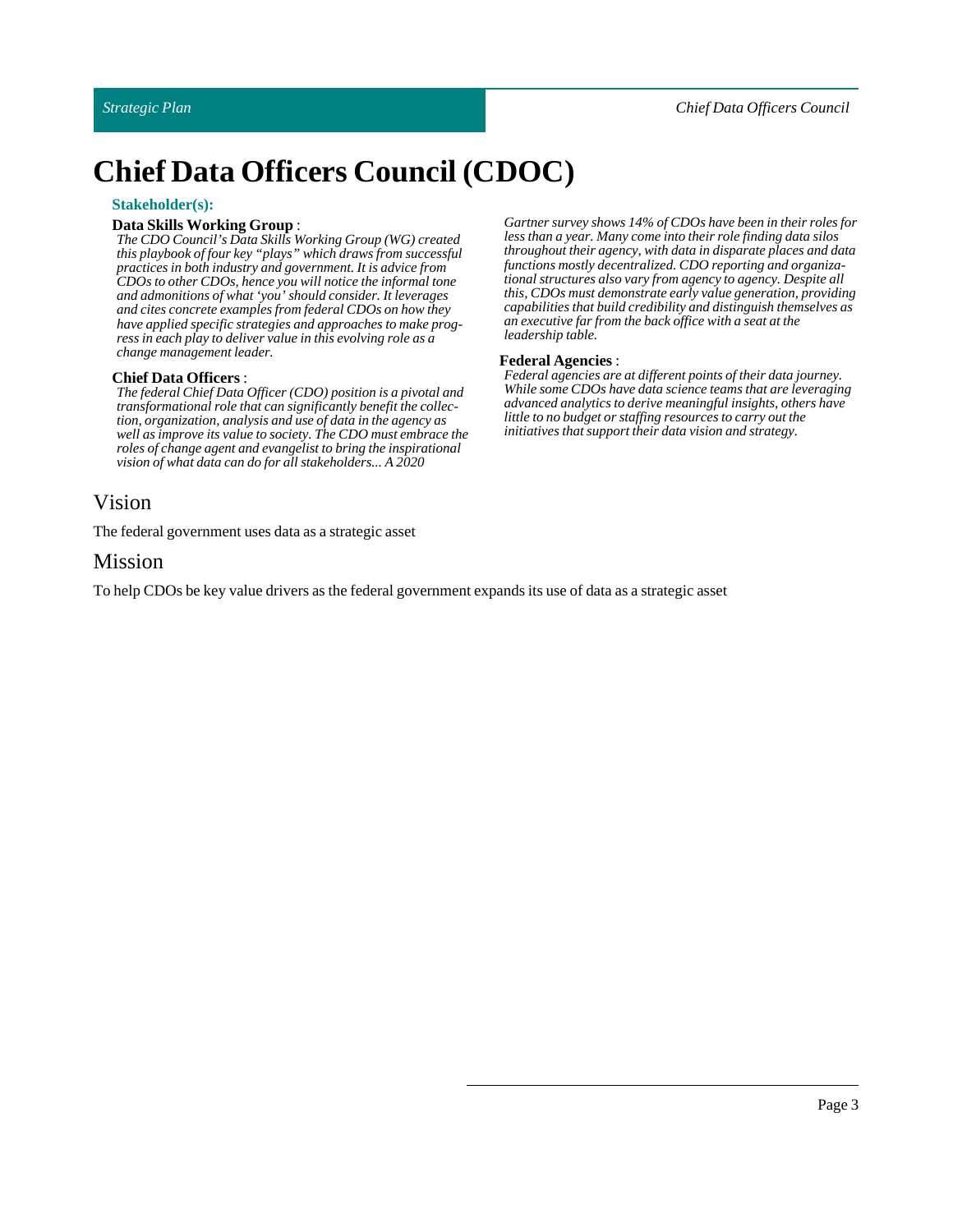# Chief Data Officers Council (CDOC)

**Stakeholder(s):**

**Data Skills Working Group** :
*The CDO Council's Data Skills Working Group (WG) created this playbook of four key "plays" which draws from successful practices in both industry and government. It is advice from CDOs to other CDOs, hence you will notice the informal tone and admonitions of what 'you' should consider. It leverages and cites concrete examples from federal CDOs on how they have applied specific strategies and approaches to make progress in each play to deliver value in this evolving role as a change management leader.*

**Chief Data Officers** :
*The federal Chief Data Officer (CDO) position is a pivotal and transformational role that can significantly benefit the collection, organization, analysis and use of data in the agency as well as improve its value to society. The CDO must embrace the roles of change agent and evangelist to bring the inspirational vision of what data can do for all stakeholders... A 2020 Gartner survey shows 14% of CDOs have been in their roles for less than a year. Many come into their role finding data silos throughout their agency, with data in disparate places and data functions mostly decentralized. CDO reporting and organizational structures also vary from agency to agency. Despite all this, CDOs must demonstrate early value generation, providing capabilities that build credibility and distinguish themselves as an executive far from the back office with a seat at the leadership table.*

**Federal Agencies** :
*Federal agencies are at different points of their data journey. While some CDOs have data science teams that are leveraging advanced analytics to derive meaningful insights, others have little to no budget or staffing resources to carry out the initiatives that support their data vision and strategy.*

## Vision

The federal government uses data as a strategic asset

## Mission

To help CDOs be key value drivers as the federal government expands its use of data as a strategic asset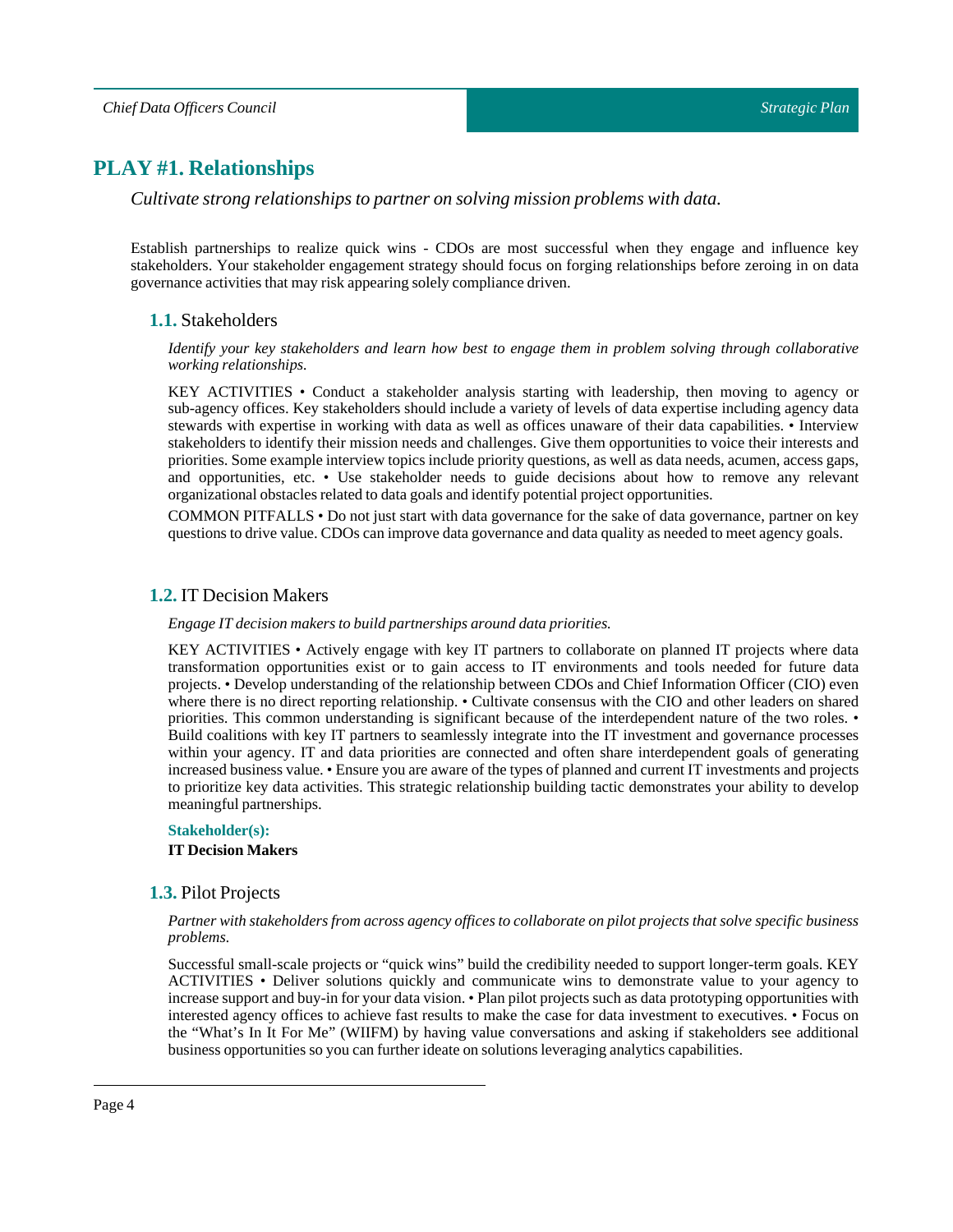## PLAY #1. Relationships

*Cultivate strong relationships to partner on solving mission problems with data.*

Establish partnerships to realize quick wins - CDOs are most successful when they engage and influence key stakeholders. Your stakeholder engagement strategy should focus on forging relationships before zeroing in on data governance activities that may risk appearing solely compliance driven.

### 1.1. Stakeholders

*Identify your key stakeholders and learn how best to engage them in problem solving through collaborative working relationships.*

KEY ACTIVITIES • Conduct a stakeholder analysis starting with leadership, then moving to agency or sub-agency offices. Key stakeholders should include a variety of levels of data expertise including agency data stewards with expertise in working with data as well as offices unaware of their data capabilities. • Interview stakeholders to identify their mission needs and challenges. Give them opportunities to voice their interests and priorities. Some example interview topics include priority questions, as well as data needs, acumen, access gaps, and opportunities, etc. • Use stakeholder needs to guide decisions about how to remove any relevant organizational obstacles related to data goals and identify potential project opportunities.

COMMON PITFALLS • Do not just start with data governance for the sake of data governance, partner on key questions to drive value. CDOs can improve data governance and data quality as needed to meet agency goals.

### 1.2. IT Decision Makers

*Engage IT decision makers to build partnerships around data priorities.*

KEY ACTIVITIES • Actively engage with key IT partners to collaborate on planned IT projects where data transformation opportunities exist or to gain access to IT environments and tools needed for future data projects. • Develop understanding of the relationship between CDOs and Chief Information Officer (CIO) even where there is no direct reporting relationship. • Cultivate consensus with the CIO and other leaders on shared priorities. This common understanding is significant because of the interdependent nature of the two roles. • Build coalitions with key IT partners to seamlessly integrate into the IT investment and governance processes within your agency. IT and data priorities are connected and often share interdependent goals of generating increased business value. • Ensure you are aware of the types of planned and current IT investments and projects to prioritize key data activities. This strategic relationship building tactic demonstrates your ability to develop meaningful partnerships.

**Stakeholder(s):**

**IT Decision Makers**

### 1.3. Pilot Projects

*Partner with stakeholders from across agency offices to collaborate on pilot projects that solve specific business problems.*

Successful small-scale projects or "quick wins" build the credibility needed to support longer-term goals. KEY ACTIVITIES • Deliver solutions quickly and communicate wins to demonstrate value to your agency to increase support and buy-in for your data vision. • Plan pilot projects such as data prototyping opportunities with interested agency offices to achieve fast results to make the case for data investment to executives. • Focus on the "What's In It For Me" (WIIFM) by having value conversations and asking if stakeholders see additional business opportunities so you can further ideate on solutions leveraging analytics capabilities.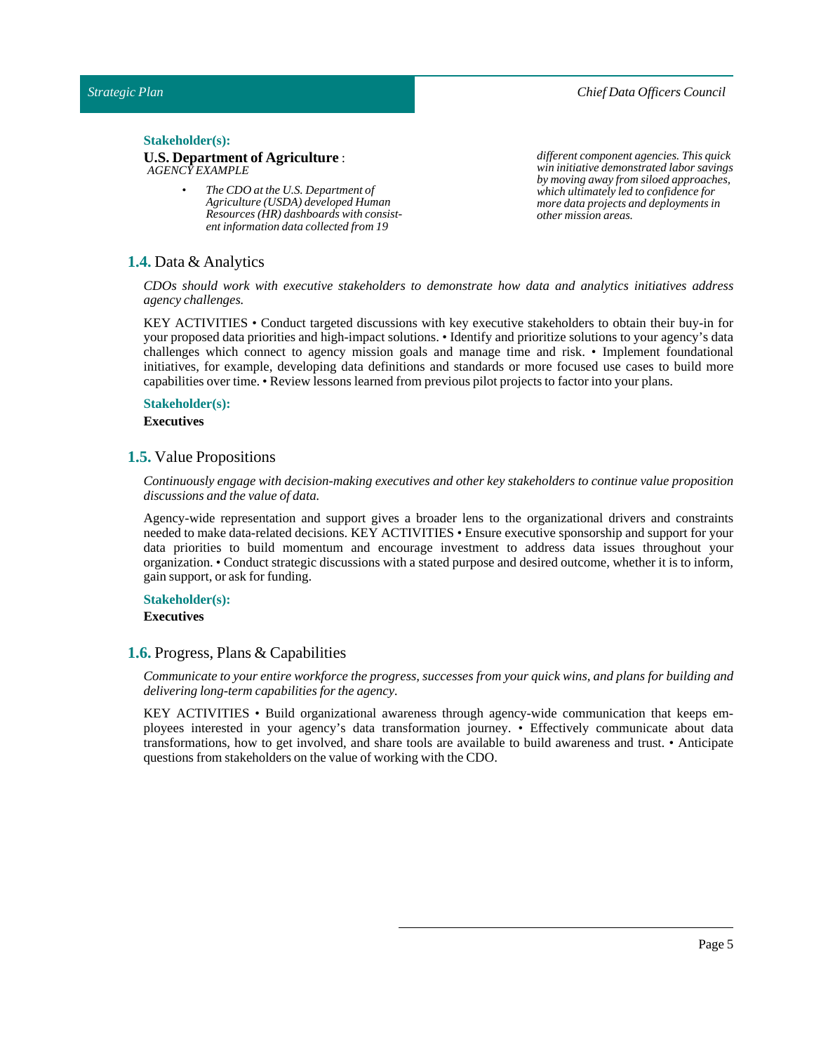**Stakeholder(s):**

**U.S. Department of Agriculture** : *AGENCY EXAMPLE*

- *The CDO at the U.S. Department of Agriculture (USDA) developed Human Resources (HR) dashboards with consistent information data collected from 19 different component agencies. This quick win initiative demonstrated labor savings by moving away from siloed approaches, which ultimately led to confidence for more data projects and deployments in other mission areas.*

## 1.4. Data & Analytics

*CDOs should work with executive stakeholders to demonstrate how data and analytics initiatives address agency challenges.*

KEY ACTIVITIES • Conduct targeted discussions with key executive stakeholders to obtain their buy-in for your proposed data priorities and high-impact solutions. • Identify and prioritize solutions to your agency's data challenges which connect to agency mission goals and manage time and risk. • Implement foundational initiatives, for example, developing data definitions and standards or more focused use cases to build more capabilities over time. • Review lessons learned from previous pilot projects to factor into your plans.

**Stakeholder(s):**

**Executives**

## 1.5. Value Propositions

*Continuously engage with decision-making executives and other key stakeholders to continue value proposition discussions and the value of data.*

Agency-wide representation and support gives a broader lens to the organizational drivers and constraints needed to make data-related decisions. KEY ACTIVITIES • Ensure executive sponsorship and support for your data priorities to build momentum and encourage investment to address data issues throughout your organization. • Conduct strategic discussions with a stated purpose and desired outcome, whether it is to inform, gain support, or ask for funding.

**Stakeholder(s):**

**Executives**

## 1.6. Progress, Plans & Capabilities

*Communicate to your entire workforce the progress, successes from your quick wins, and plans for building and delivering long-term capabilities for the agency.*

KEY ACTIVITIES • Build organizational awareness through agency-wide communication that keeps employees interested in your agency's data transformation journey. • Effectively communicate about data transformations, how to get involved, and share tools are available to build awareness and trust. • Anticipate questions from stakeholders on the value of working with the CDO.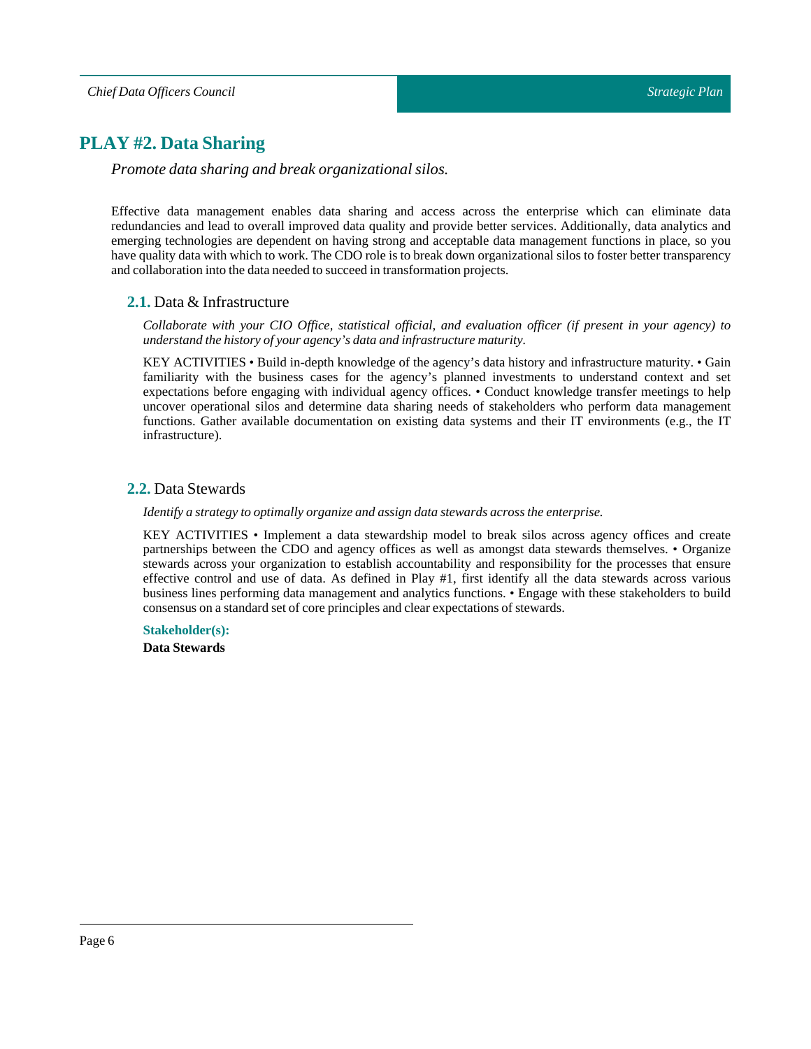## PLAY #2. Data Sharing

*Promote data sharing and break organizational silos.*

Effective data management enables data sharing and access across the enterprise which can eliminate data redundancies and lead to overall improved data quality and provide better services. Additionally, data analytics and emerging technologies are dependent on having strong and acceptable data management functions in place, so you have quality data with which to work. The CDO role is to break down organizational silos to foster better transparency and collaboration into the data needed to succeed in transformation projects.

### **2.1.** Data & Infrastructure

*Collaborate with your CIO Office, statistical official, and evaluation officer (if present in your agency) to understand the history of your agency's data and infrastructure maturity.*

KEY ACTIVITIES • Build in-depth knowledge of the agency's data history and infrastructure maturity. • Gain familiarity with the business cases for the agency's planned investments to understand context and set expectations before engaging with individual agency offices. • Conduct knowledge transfer meetings to help uncover operational silos and determine data sharing needs of stakeholders who perform data management functions. Gather available documentation on existing data systems and their IT environments (e.g., the IT infrastructure).

### **2.2.** Data Stewards

*Identify a strategy to optimally organize and assign data stewards across the enterprise.*

KEY ACTIVITIES • Implement a data stewardship model to break silos across agency offices and create partnerships between the CDO and agency offices as well as amongst data stewards themselves. • Organize stewards across your organization to establish accountability and responsibility for the processes that ensure effective control and use of data. As defined in Play #1, first identify all the data stewards across various business lines performing data management and analytics functions. • Engage with these stakeholders to build consensus on a standard set of core principles and clear expectations of stewards.

**Stakeholder(s):**

**Data Stewards**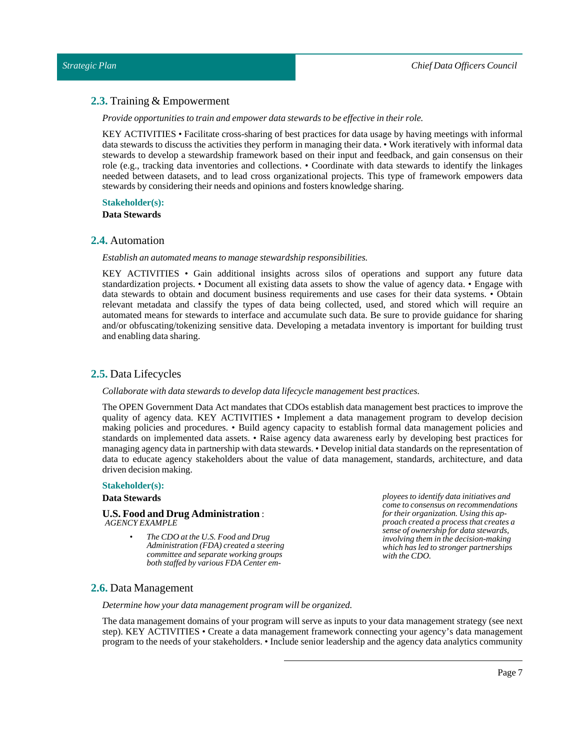## 2.3. Training & Empowerment

*Provide opportunities to train and empower data stewards to be effective in their role.*

KEY ACTIVITIES • Facilitate cross-sharing of best practices for data usage by having meetings with informal data stewards to discuss the activities they perform in managing their data. • Work iteratively with informal data stewards to develop a stewardship framework based on their input and feedback, and gain consensus on their role (e.g., tracking data inventories and collections. • Coordinate with data stewards to identify the linkages needed between datasets, and to lead cross organizational projects. This type of framework empowers data stewards by considering their needs and opinions and fosters knowledge sharing.

**Stakeholder(s):**

**Data Stewards**

## 2.4. Automation

*Establish an automated means to manage stewardship responsibilities.*

KEY ACTIVITIES • Gain additional insights across silos of operations and support any future data standardization projects. • Document all existing data assets to show the value of agency data. • Engage with data stewards to obtain and document business requirements and use cases for their data systems. • Obtain relevant metadata and classify the types of data being collected, used, and stored which will require an automated means for stewards to interface and accumulate such data. Be sure to provide guidance for sharing and/or obfuscating/tokenizing sensitive data. Developing a metadata inventory is important for building trust and enabling data sharing.

## 2.5. Data Lifecycles

*Collaborate with data stewards to develop data lifecycle management best practices.*

The OPEN Government Data Act mandates that CDOs establish data management best practices to improve the quality of agency data. KEY ACTIVITIES • Implement a data management program to develop decision making policies and procedures. • Build agency capacity to establish formal data management policies and standards on implemented data assets. • Raise agency data awareness early by developing best practices for managing agency data in partnership with data stewards. • Develop initial data standards on the representation of data to educate agency stakeholders about the value of data management, standards, architecture, and data driven decision making.

**Stakeholder(s):**

**Data Stewards**

**U.S. Food and Drug Administration** :
*AGENCY EXAMPLE*

- *The CDO at the U.S. Food and Drug Administration (FDA) created a steering committee and separate working groups both staffed by various FDA Center employees to identify data initiatives and come to consensus on recommendations for their organization. Using this approach created a process that creates a sense of ownership for data stewards, involving them in the decision-making which has led to stronger partnerships with the CDO.*

## 2.6. Data Management

*Determine how your data management program will be organized.*

The data management domains of your program will serve as inputs to your data management strategy (see next step). KEY ACTIVITIES • Create a data management framework connecting your agency's data management program to the needs of your stakeholders. • Include senior leadership and the agency data analytics community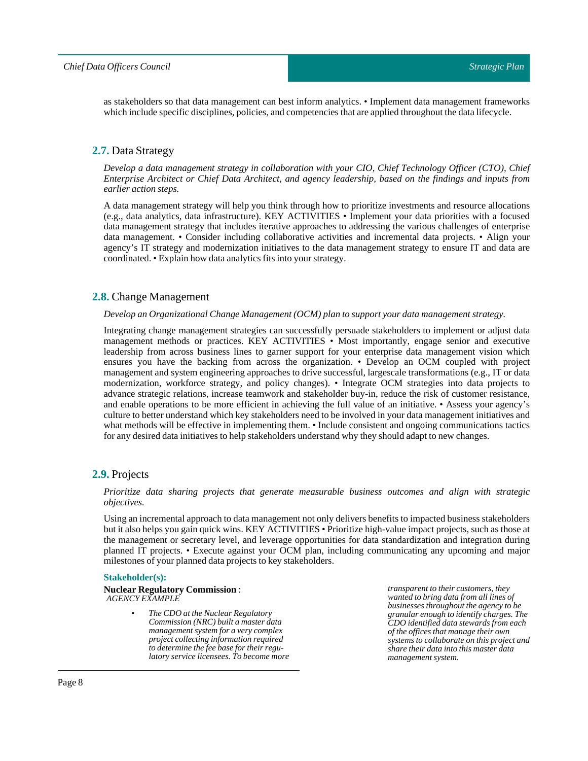as stakeholders so that data management can best inform analytics. • Implement data management frameworks which include specific disciplines, policies, and competencies that are applied throughout the data lifecycle.

## 2.7. Data Strategy

*Develop a data management strategy in collaboration with your CIO, Chief Technology Officer (CTO), Chief Enterprise Architect or Chief Data Architect, and agency leadership, based on the findings and inputs from earlier action steps.*

A data management strategy will help you think through how to prioritize investments and resource allocations (e.g., data analytics, data infrastructure). KEY ACTIVITIES • Implement your data priorities with a focused data management strategy that includes iterative approaches to addressing the various challenges of enterprise data management. • Consider including collaborative activities and incremental data projects. • Align your agency's IT strategy and modernization initiatives to the data management strategy to ensure IT and data are coordinated. • Explain how data analytics fits into your strategy.

## 2.8. Change Management

*Develop an Organizational Change Management (OCM) plan to support your data management strategy.*

Integrating change management strategies can successfully persuade stakeholders to implement or adjust data management methods or practices. KEY ACTIVITIES • Most importantly, engage senior and executive leadership from across business lines to garner support for your enterprise data management vision which ensures you have the backing from across the organization. • Develop an OCM coupled with project management and system engineering approaches to drive successful, largescale transformations (e.g., IT or data modernization, workforce strategy, and policy changes). • Integrate OCM strategies into data projects to advance strategic relations, increase teamwork and stakeholder buy-in, reduce the risk of customer resistance, and enable operations to be more efficient in achieving the full value of an initiative. • Assess your agency's culture to better understand which key stakeholders need to be involved in your data management initiatives and what methods will be effective in implementing them. • Include consistent and ongoing communications tactics for any desired data initiatives to help stakeholders understand why they should adapt to new changes.

## 2.9. Projects

*Prioritize data sharing projects that generate measurable business outcomes and align with strategic objectives.*

Using an incremental approach to data management not only delivers benefits to impacted business stakeholders but it also helps you gain quick wins. KEY ACTIVITIES • Prioritize high-value impact projects, such as those at the management or secretary level, and leverage opportunities for data standardization and integration during planned IT projects. • Execute against your OCM plan, including communicating any upcoming and major milestones of your planned data projects to key stakeholders.

**Stakeholder(s):**

**Nuclear Regulatory Commission** :
*AGENCY EXAMPLE*

- *The CDO at the Nuclear Regulatory Commission (NRC) built a master data management system for a very complex project collecting information required to determine the fee base for their regulatory service licensees. To become more transparent to their customers, they wanted to bring data from all lines of businesses throughout the agency to be granular enough to identify charges. The CDO identified data stewards from each of the offices that manage their own systems to collaborate on this project and share their data into this master data management system.*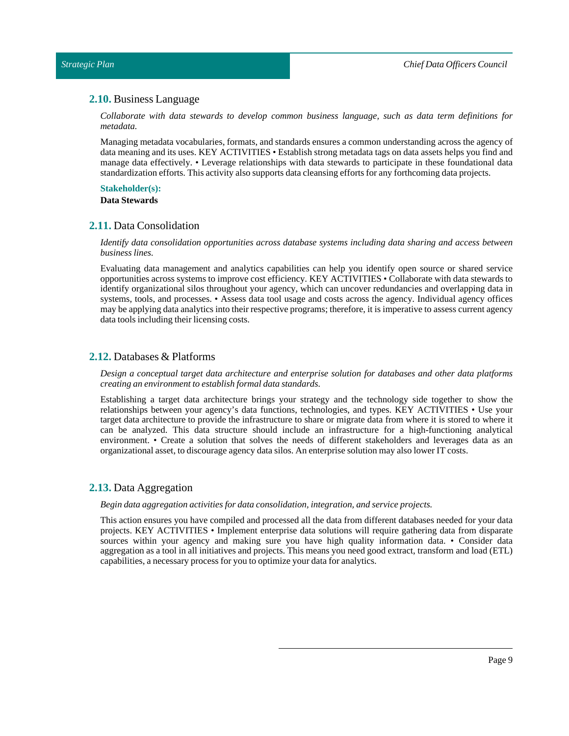## 2.10. Business Language

*Collaborate with data stewards to develop common business language, such as data term definitions for metadata.*

Managing metadata vocabularies, formats, and standards ensures a common understanding across the agency of data meaning and its uses. KEY ACTIVITIES • Establish strong metadata tags on data assets helps you find and manage data effectively. • Leverage relationships with data stewards to participate in these foundational data standardization efforts. This activity also supports data cleansing efforts for any forthcoming data projects.

**Stakeholder(s):**

**Data Stewards**

## 2.11. Data Consolidation

*Identify data consolidation opportunities across database systems including data sharing and access between business lines.*

Evaluating data management and analytics capabilities can help you identify open source or shared service opportunities across systems to improve cost efficiency. KEY ACTIVITIES • Collaborate with data stewards to identify organizational silos throughout your agency, which can uncover redundancies and overlapping data in systems, tools, and processes. • Assess data tool usage and costs across the agency. Individual agency offices may be applying data analytics into their respective programs; therefore, it is imperative to assess current agency data tools including their licensing costs.

## 2.12. Databases & Platforms

*Design a conceptual target data architecture and enterprise solution for databases and other data platforms creating an environment to establish formal data standards.*

Establishing a target data architecture brings your strategy and the technology side together to show the relationships between your agency's data functions, technologies, and types. KEY ACTIVITIES • Use your target data architecture to provide the infrastructure to share or migrate data from where it is stored to where it can be analyzed. This data structure should include an infrastructure for a high-functioning analytical environment. • Create a solution that solves the needs of different stakeholders and leverages data as an organizational asset, to discourage agency data silos. An enterprise solution may also lower IT costs.

## 2.13. Data Aggregation

*Begin data aggregation activities for data consolidation, integration, and service projects.*

This action ensures you have compiled and processed all the data from different databases needed for your data projects. KEY ACTIVITIES • Implement enterprise data solutions will require gathering data from disparate sources within your agency and making sure you have high quality information data. • Consider data aggregation as a tool in all initiatives and projects. This means you need good extract, transform and load (ETL) capabilities, a necessary process for you to optimize your data for analytics.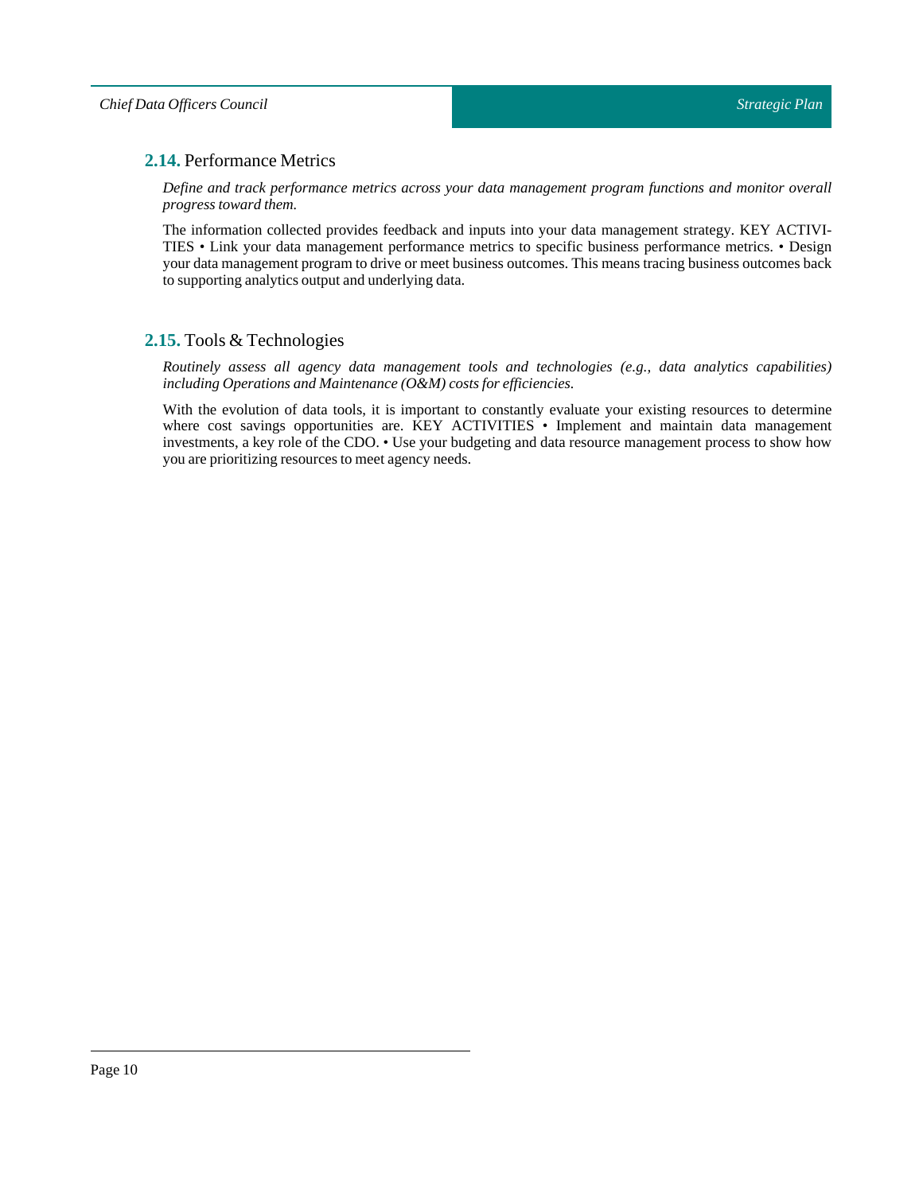## 2.14. Performance Metrics

*Define and track performance metrics across your data management program functions and monitor overall progress toward them.*

The information collected provides feedback and inputs into your data management strategy. KEY ACTIVITIES • Link your data management performance metrics to specific business performance metrics. • Design your data management program to drive or meet business outcomes. This means tracing business outcomes back to supporting analytics output and underlying data.

## 2.15. Tools & Technologies

*Routinely assess all agency data management tools and technologies (e.g., data analytics capabilities) including Operations and Maintenance (O&M) costs for efficiencies.*

With the evolution of data tools, it is important to constantly evaluate your existing resources to determine where cost savings opportunities are. KEY ACTIVITIES • Implement and maintain data management investments, a key role of the CDO. • Use your budgeting and data resource management process to show how you are prioritizing resources to meet agency needs.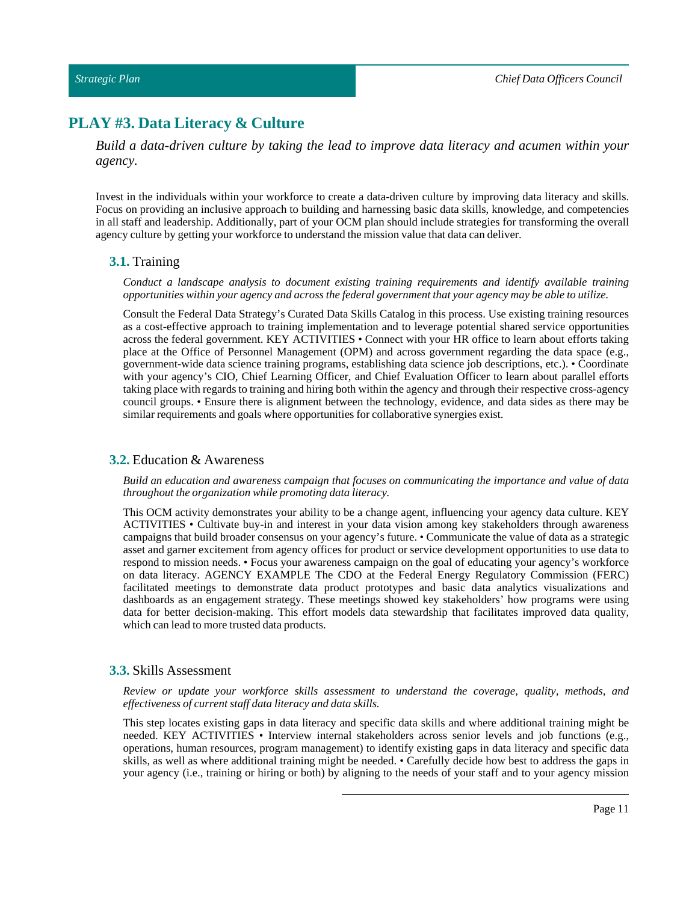## PLAY #3. Data Literacy & Culture

*Build a data-driven culture by taking the lead to improve data literacy and acumen within your agency.*

Invest in the individuals within your workforce to create a data-driven culture by improving data literacy and skills. Focus on providing an inclusive approach to building and harnessing basic data skills, knowledge, and competencies in all staff and leadership. Additionally, part of your OCM plan should include strategies for transforming the overall agency culture by getting your workforce to understand the mission value that data can deliver.

### **3.1.** Training

*Conduct a landscape analysis to document existing training requirements and identify available training opportunities within your agency and across the federal government that your agency may be able to utilize.*

Consult the Federal Data Strategy's Curated Data Skills Catalog in this process. Use existing training resources as a cost-effective approach to training implementation and to leverage potential shared service opportunities across the federal government. KEY ACTIVITIES • Connect with your HR office to learn about efforts taking place at the Office of Personnel Management (OPM) and across government regarding the data space (e.g., government-wide data science training programs, establishing data science job descriptions, etc.). • Coordinate with your agency's CIO, Chief Learning Officer, and Chief Evaluation Officer to learn about parallel efforts taking place with regards to training and hiring both within the agency and through their respective cross-agency council groups. • Ensure there is alignment between the technology, evidence, and data sides as there may be similar requirements and goals where opportunities for collaborative synergies exist.

### **3.2.** Education & Awareness

*Build an education and awareness campaign that focuses on communicating the importance and value of data throughout the organization while promoting data literacy.*

This OCM activity demonstrates your ability to be a change agent, influencing your agency data culture. KEY ACTIVITIES • Cultivate buy-in and interest in your data vision among key stakeholders through awareness campaigns that build broader consensus on your agency's future. • Communicate the value of data as a strategic asset and garner excitement from agency offices for product or service development opportunities to use data to respond to mission needs. • Focus your awareness campaign on the goal of educating your agency's workforce on data literacy. AGENCY EXAMPLE The CDO at the Federal Energy Regulatory Commission (FERC) facilitated meetings to demonstrate data product prototypes and basic data analytics visualizations and dashboards as an engagement strategy. These meetings showed key stakeholders' how programs were using data for better decision-making. This effort models data stewardship that facilitates improved data quality, which can lead to more trusted data products.

### **3.3.** Skills Assessment

*Review or update your workforce skills assessment to understand the coverage, quality, methods, and effectiveness of current staff data literacy and data skills.*

This step locates existing gaps in data literacy and specific data skills and where additional training might be needed. KEY ACTIVITIES • Interview internal stakeholders across senior levels and job functions (e.g., operations, human resources, program management) to identify existing gaps in data literacy and specific data skills, as well as where additional training might be needed. • Carefully decide how best to address the gaps in your agency (i.e., training or hiring or both) by aligning to the needs of your staff and to your agency mission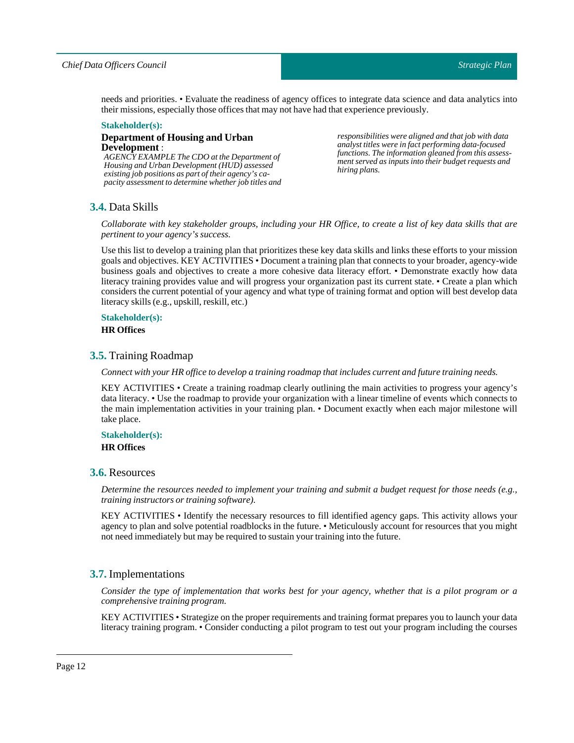needs and priorities. • Evaluate the readiness of agency offices to integrate data science and data analytics into their missions, especially those offices that may not have had that experience previously.

**Stakeholder(s):**

**Department of Housing and Urban Development** :

*AGENCY EXAMPLE The CDO at the Department of Housing and Urban Development (HUD) assessed existing job positions as part of their agency's capacity assessment to determine whether job titles and responsibilities were aligned and that job with data analyst titles were in fact performing data-focused functions. The information gleaned from this assessment served as inputs into their budget requests and hiring plans.*

## 3.4. Data Skills

*Collaborate with key stakeholder groups, including your HR Office, to create a list of key data skills that are pertinent to your agency's success.*

Use this list to develop a training plan that prioritizes these key data skills and links these efforts to your mission goals and objectives. KEY ACTIVITIES • Document a training plan that connects to your broader, agency-wide business goals and objectives to create a more cohesive data literacy effort. • Demonstrate exactly how data literacy training provides value and will progress your organization past its current state. • Create a plan which considers the current potential of your agency and what type of training format and option will best develop data literacy skills (e.g., upskill, reskill, etc.)

**Stakeholder(s):**

**HR Offices**

## 3.5. Training Roadmap

*Connect with your HR office to develop a training roadmap that includes current and future training needs.*

KEY ACTIVITIES • Create a training roadmap clearly outlining the main activities to progress your agency's data literacy. • Use the roadmap to provide your organization with a linear timeline of events which connects to the main implementation activities in your training plan. • Document exactly when each major milestone will take place.

**Stakeholder(s):**

**HR Offices**

## 3.6. Resources

*Determine the resources needed to implement your training and submit a budget request for those needs (e.g., training instructors or training software).*

KEY ACTIVITIES • Identify the necessary resources to fill identified agency gaps. This activity allows your agency to plan and solve potential roadblocks in the future. • Meticulously account for resources that you might not need immediately but may be required to sustain your training into the future.

## 3.7. Implementations

*Consider the type of implementation that works best for your agency, whether that is a pilot program or a comprehensive training program.*

KEY ACTIVITIES • Strategize on the proper requirements and training format prepares you to launch your data literacy training program. • Consider conducting a pilot program to test out your program including the courses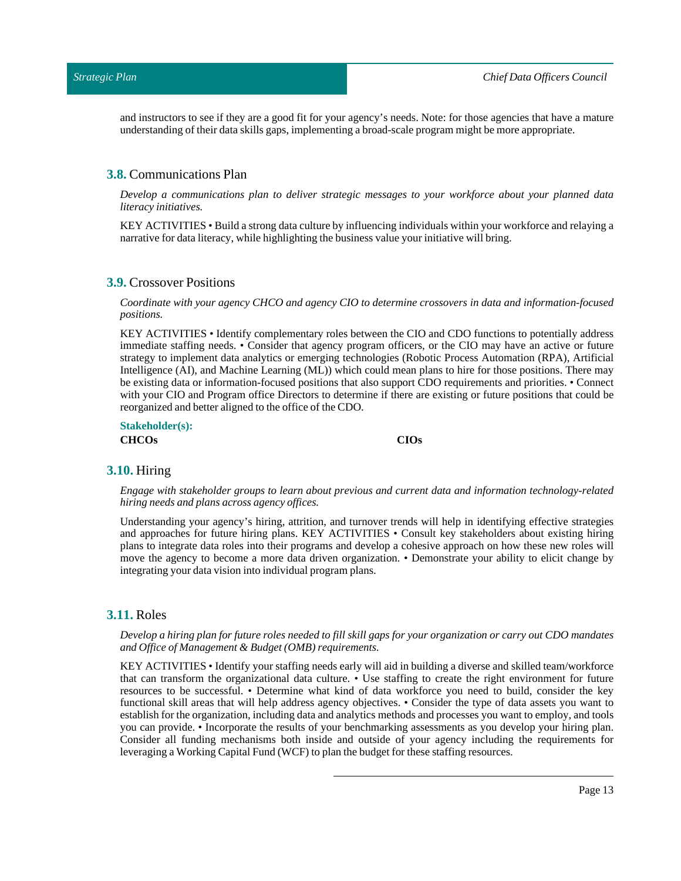and instructors to see if they are a good fit for your agency's needs. Note: for those agencies that have a mature understanding of their data skills gaps, implementing a broad-scale program might be more appropriate.

## 3.8. Communications Plan

*Develop a communications plan to deliver strategic messages to your workforce about your planned data literacy initiatives.*

KEY ACTIVITIES • Build a strong data culture by influencing individuals within your workforce and relaying a narrative for data literacy, while highlighting the business value your initiative will bring.

## 3.9. Crossover Positions

*Coordinate with your agency CHCO and agency CIO to determine crossovers in data and information-focused positions.*

KEY ACTIVITIES • Identify complementary roles between the CIO and CDO functions to potentially address immediate staffing needs. • Consider that agency program officers, or the CIO may have an active or future strategy to implement data analytics or emerging technologies (Robotic Process Automation (RPA), Artificial Intelligence (AI), and Machine Learning (ML)) which could mean plans to hire for those positions. There may be existing data or information-focused positions that also support CDO requirements and priorities. • Connect with your CIO and Program office Directors to determine if there are existing or future positions that could be reorganized and better aligned to the office of the CDO.

**Stakeholder(s):**

**CHCOs**

**CIOs**

## 3.10. Hiring

*Engage with stakeholder groups to learn about previous and current data and information technology-related hiring needs and plans across agency offices.*

Understanding your agency's hiring, attrition, and turnover trends will help in identifying effective strategies and approaches for future hiring plans. KEY ACTIVITIES • Consult key stakeholders about existing hiring plans to integrate data roles into their programs and develop a cohesive approach on how these new roles will move the agency to become a more data driven organization. • Demonstrate your ability to elicit change by integrating your data vision into individual program plans.

## 3.11. Roles

*Develop a hiring plan for future roles needed to fill skill gaps for your organization or carry out CDO mandates and Office of Management & Budget (OMB) requirements.*

KEY ACTIVITIES • Identify your staffing needs early will aid in building a diverse and skilled team/workforce that can transform the organizational data culture. • Use staffing to create the right environment for future resources to be successful. • Determine what kind of data workforce you need to build, consider the key functional skill areas that will help address agency objectives. • Consider the type of data assets you want to establish for the organization, including data and analytics methods and processes you want to employ, and tools you can provide. • Incorporate the results of your benchmarking assessments as you develop your hiring plan. Consider all funding mechanisms both inside and outside of your agency including the requirements for leveraging a Working Capital Fund (WCF) to plan the budget for these staffing resources.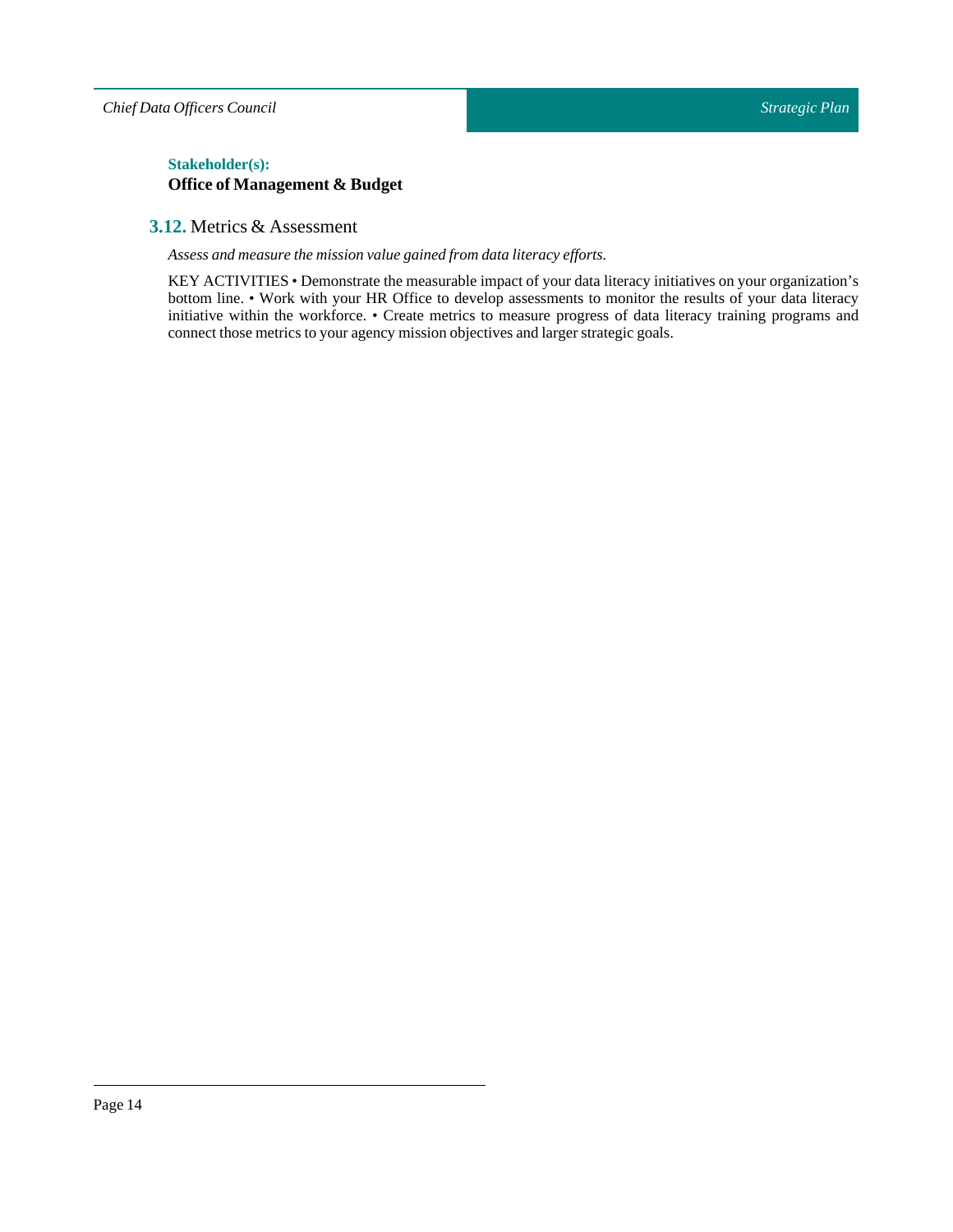**Stakeholder(s):**

**Office of Management & Budget**

## 3.12. Metrics & Assessment

*Assess and measure the mission value gained from data literacy efforts.*

KEY ACTIVITIES • Demonstrate the measurable impact of your data literacy initiatives on your organization's bottom line. • Work with your HR Office to develop assessments to monitor the results of your data literacy initiative within the workforce. • Create metrics to measure progress of data literacy training programs and connect those metrics to your agency mission objectives and larger strategic goals.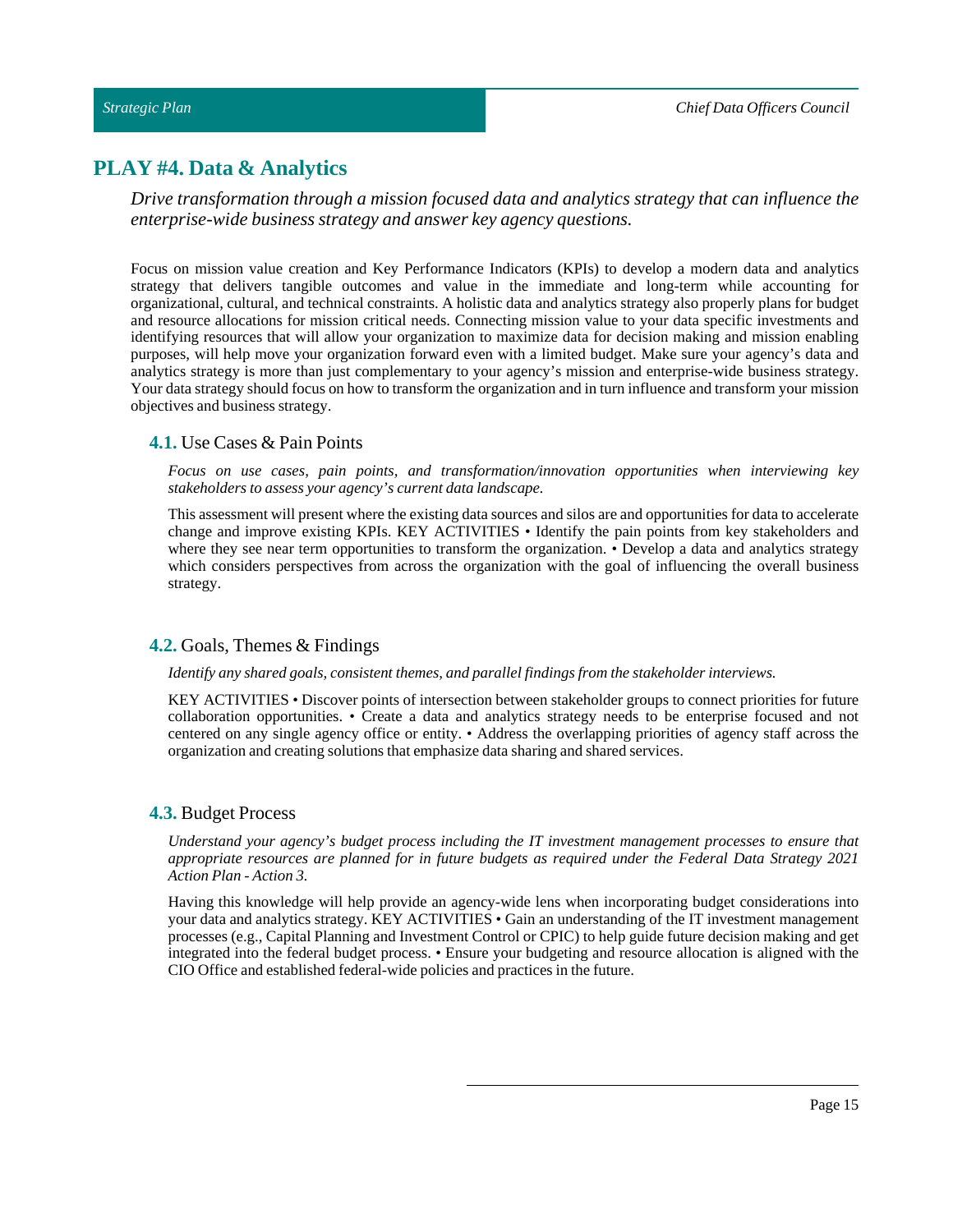## PLAY #4. Data & Analytics

*Drive transformation through a mission focused data and analytics strategy that can influence the enterprise-wide business strategy and answer key agency questions.*

Focus on mission value creation and Key Performance Indicators (KPIs) to develop a modern data and analytics strategy that delivers tangible outcomes and value in the immediate and long-term while accounting for organizational, cultural, and technical constraints. A holistic data and analytics strategy also properly plans for budget and resource allocations for mission critical needs. Connecting mission value to your data specific investments and identifying resources that will allow your organization to maximize data for decision making and mission enabling purposes, will help move your organization forward even with a limited budget. Make sure your agency's data and analytics strategy is more than just complementary to your agency's mission and enterprise-wide business strategy. Your data strategy should focus on how to transform the organization and in turn influence and transform your mission objectives and business strategy.

### **4.1.** Use Cases & Pain Points

*Focus on use cases, pain points, and transformation/innovation opportunities when interviewing key stakeholders to assess your agency's current data landscape.*

This assessment will present where the existing data sources and silos are and opportunities for data to accelerate change and improve existing KPIs. KEY ACTIVITIES • Identify the pain points from key stakeholders and where they see near term opportunities to transform the organization. • Develop a data and analytics strategy which considers perspectives from across the organization with the goal of influencing the overall business strategy.

### **4.2.** Goals, Themes & Findings

*Identify any shared goals, consistent themes, and parallel findings from the stakeholder interviews.*

KEY ACTIVITIES • Discover points of intersection between stakeholder groups to connect priorities for future collaboration opportunities. • Create a data and analytics strategy needs to be enterprise focused and not centered on any single agency office or entity. • Address the overlapping priorities of agency staff across the organization and creating solutions that emphasize data sharing and shared services.

### **4.3.** Budget Process

*Understand your agency's budget process including the IT investment management processes to ensure that appropriate resources are planned for in future budgets as required under the Federal Data Strategy 2021 Action Plan - Action 3.*

Having this knowledge will help provide an agency-wide lens when incorporating budget considerations into your data and analytics strategy. KEY ACTIVITIES • Gain an understanding of the IT investment management processes (e.g., Capital Planning and Investment Control or CPIC) to help guide future decision making and get integrated into the federal budget process. • Ensure your budgeting and resource allocation is aligned with the CIO Office and established federal-wide policies and practices in the future.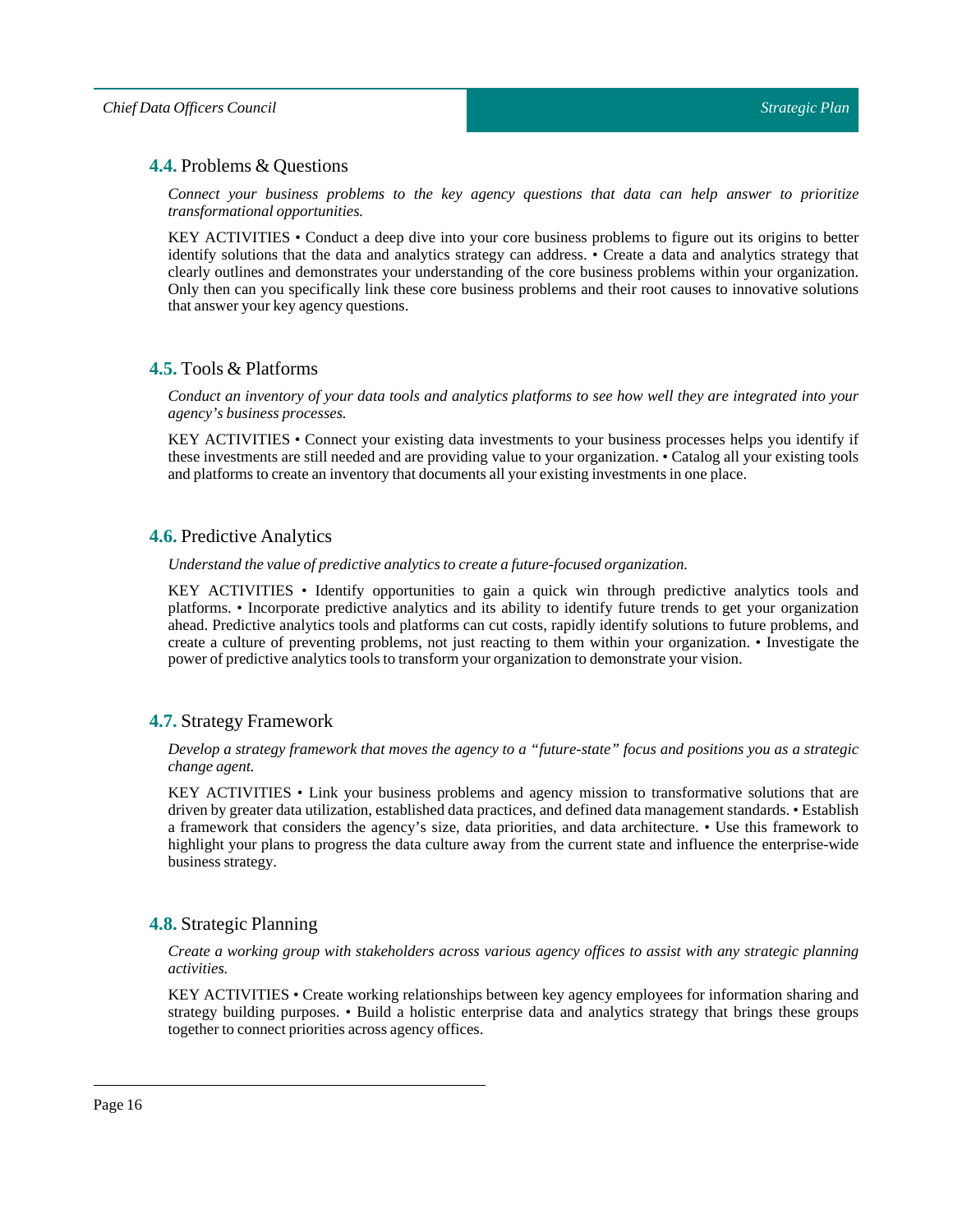### **4.4.** Problems & Questions

*Connect your business problems to the key agency questions that data can help answer to prioritize transformational opportunities.*

KEY ACTIVITIES • Conduct a deep dive into your core business problems to figure out its origins to better identify solutions that the data and analytics strategy can address. • Create a data and analytics strategy that clearly outlines and demonstrates your understanding of the core business problems within your organization. Only then can you specifically link these core business problems and their root causes to innovative solutions that answer your key agency questions.

### **4.5.** Tools & Platforms

*Conduct an inventory of your data tools and analytics platforms to see how well they are integrated into your agency's business processes.*

KEY ACTIVITIES • Connect your existing data investments to your business processes helps you identify if these investments are still needed and are providing value to your organization. • Catalog all your existing tools and platforms to create an inventory that documents all your existing investments in one place.

### **4.6.** Predictive Analytics

*Understand the value of predictive analytics to create a future-focused organization.*

KEY ACTIVITIES • Identify opportunities to gain a quick win through predictive analytics tools and platforms. • Incorporate predictive analytics and its ability to identify future trends to get your organization ahead. Predictive analytics tools and platforms can cut costs, rapidly identify solutions to future problems, and create a culture of preventing problems, not just reacting to them within your organization. • Investigate the power of predictive analytics tools to transform your organization to demonstrate your vision.

### **4.7.** Strategy Framework

*Develop a strategy framework that moves the agency to a "future-state" focus and positions you as a strategic change agent.*

KEY ACTIVITIES • Link your business problems and agency mission to transformative solutions that are driven by greater data utilization, established data practices, and defined data management standards. • Establish a framework that considers the agency's size, data priorities, and data architecture. • Use this framework to highlight your plans to progress the data culture away from the current state and influence the enterprise-wide business strategy.

### **4.8.** Strategic Planning

*Create a working group with stakeholders across various agency offices to assist with any strategic planning activities.*

KEY ACTIVITIES • Create working relationships between key agency employees for information sharing and strategy building purposes. • Build a holistic enterprise data and analytics strategy that brings these groups together to connect priorities across agency offices.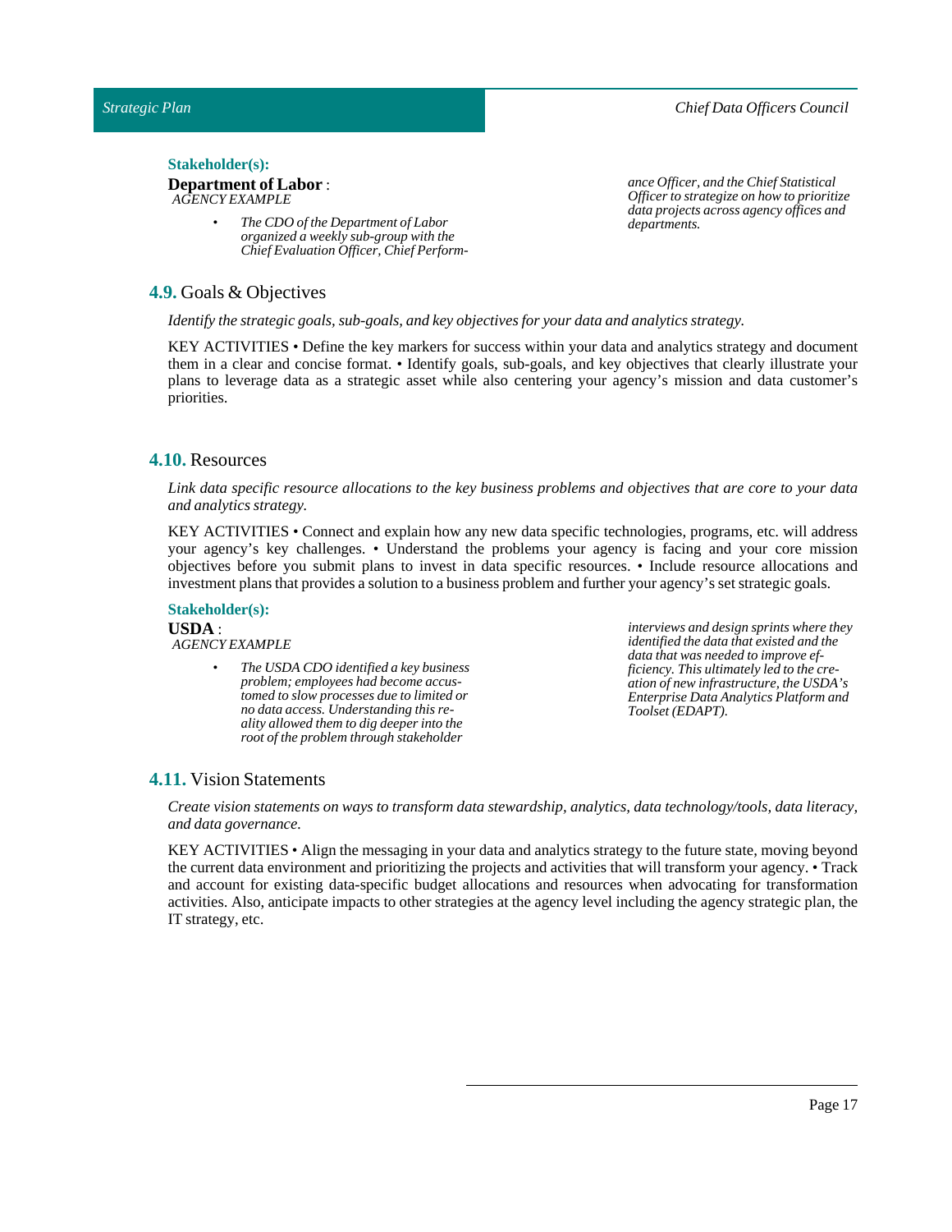**Stakeholder(s):**

**Department of Labor** :
*AGENCY EXAMPLE*

- *The CDO of the Department of Labor organized a weekly sub-group with the Chief Evaluation Officer, Chief Performance Officer, and the Chief Statistical Officer to strategize on how to prioritize data projects across agency offices and departments.*

## 4.9. Goals & Objectives

*Identify the strategic goals, sub-goals, and key objectives for your data and analytics strategy.*

KEY ACTIVITIES • Define the key markers for success within your data and analytics strategy and document them in a clear and concise format. • Identify goals, sub-goals, and key objectives that clearly illustrate your plans to leverage data as a strategic asset while also centering your agency's mission and data customer's priorities.

## 4.10. Resources

*Link data specific resource allocations to the key business problems and objectives that are core to your data and analytics strategy.*

KEY ACTIVITIES • Connect and explain how any new data specific technologies, programs, etc. will address your agency's key challenges. • Understand the problems your agency is facing and your core mission objectives before you submit plans to invest in data specific resources. • Include resource allocations and investment plans that provides a solution to a business problem and further your agency's set strategic goals.

**Stakeholder(s):**

**USDA** :
*AGENCY EXAMPLE*

- *The USDA CDO identified a key business problem; employees had become accustomed to slow processes due to limited or no data access. Understanding this reality allowed them to dig deeper into the root of the problem through stakeholder interviews and design sprints where they identified the data that existed and the data that was needed to improve efficiency. This ultimately led to the creation of new infrastructure, the USDA's Enterprise Data Analytics Platform and Toolset (EDAPT).*

## 4.11. Vision Statements

*Create vision statements on ways to transform data stewardship, analytics, data technology/tools, data literacy, and data governance.*

KEY ACTIVITIES • Align the messaging in your data and analytics strategy to the future state, moving beyond the current data environment and prioritizing the projects and activities that will transform your agency. • Track and account for existing data-specific budget allocations and resources when advocating for transformation activities. Also, anticipate impacts to other strategies at the agency level including the agency strategic plan, the IT strategy, etc.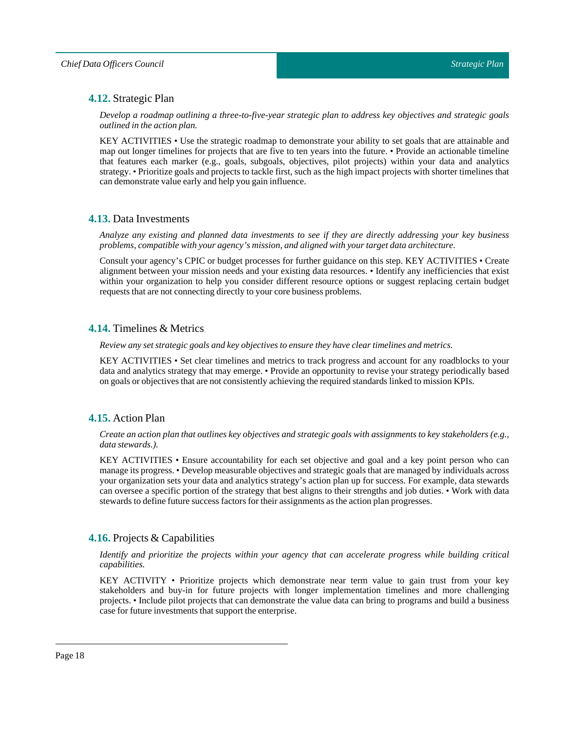## 4.12. Strategic Plan

*Develop a roadmap outlining a three-to-five-year strategic plan to address key objectives and strategic goals outlined in the action plan.*

KEY ACTIVITIES • Use the strategic roadmap to demonstrate your ability to set goals that are attainable and map out longer timelines for projects that are five to ten years into the future. • Provide an actionable timeline that features each marker (e.g., goals, subgoals, objectives, pilot projects) within your data and analytics strategy. • Prioritize goals and projects to tackle first, such as the high impact projects with shorter timelines that can demonstrate value early and help you gain influence.

## 4.13. Data Investments

*Analyze any existing and planned data investments to see if they are directly addressing your key business problems, compatible with your agency's mission, and aligned with your target data architecture.*

Consult your agency's CPIC or budget processes for further guidance on this step. KEY ACTIVITIES • Create alignment between your mission needs and your existing data resources. • Identify any inefficiencies that exist within your organization to help you consider different resource options or suggest replacing certain budget requests that are not connecting directly to your core business problems.

## 4.14. Timelines & Metrics

*Review any set strategic goals and key objectives to ensure they have clear timelines and metrics.*

KEY ACTIVITIES • Set clear timelines and metrics to track progress and account for any roadblocks to your data and analytics strategy that may emerge. • Provide an opportunity to revise your strategy periodically based on goals or objectives that are not consistently achieving the required standards linked to mission KPIs.

## 4.15. Action Plan

*Create an action plan that outlines key objectives and strategic goals with assignments to key stakeholders (e.g., data stewards.).*

KEY ACTIVITIES • Ensure accountability for each set objective and goal and a key point person who can manage its progress. • Develop measurable objectives and strategic goals that are managed by individuals across your organization sets your data and analytics strategy's action plan up for success. For example, data stewards can oversee a specific portion of the strategy that best aligns to their strengths and job duties. • Work with data stewards to define future success factors for their assignments as the action plan progresses.

## 4.16. Projects & Capabilities

*Identify and prioritize the projects within your agency that can accelerate progress while building critical capabilities.*

KEY ACTIVITY • Prioritize projects which demonstrate near term value to gain trust from your key stakeholders and buy-in for future projects with longer implementation timelines and more challenging projects. • Include pilot projects that can demonstrate the value data can bring to programs and build a business case for future investments that support the enterprise.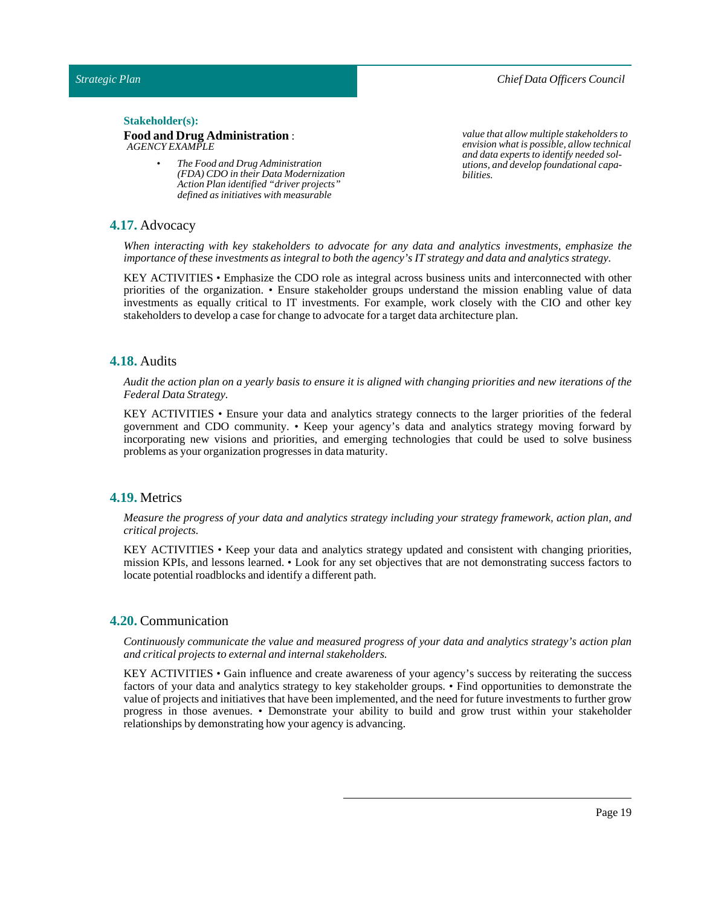**Stakeholder(s):**

**Food and Drug Administration** : *AGENCY EXAMPLE*

- *The Food and Drug Administration (FDA) CDO in their Data Modernization Action Plan identified "driver projects" defined as initiatives with measurable value that allow multiple stakeholders to envision what is possible, allow technical and data experts to identify needed solutions, and develop foundational capabilities.*

## 4.17. Advocacy

*When interacting with key stakeholders to advocate for any data and analytics investments, emphasize the importance of these investments as integral to both the agency's IT strategy and data and analytics strategy.*

KEY ACTIVITIES • Emphasize the CDO role as integral across business units and interconnected with other priorities of the organization. • Ensure stakeholder groups understand the mission enabling value of data investments as equally critical to IT investments. For example, work closely with the CIO and other key stakeholders to develop a case for change to advocate for a target data architecture plan.

## 4.18. Audits

*Audit the action plan on a yearly basis to ensure it is aligned with changing priorities and new iterations of the Federal Data Strategy.*

KEY ACTIVITIES • Ensure your data and analytics strategy connects to the larger priorities of the federal government and CDO community. • Keep your agency's data and analytics strategy moving forward by incorporating new visions and priorities, and emerging technologies that could be used to solve business problems as your organization progresses in data maturity.

## 4.19. Metrics

*Measure the progress of your data and analytics strategy including your strategy framework, action plan, and critical projects.*

KEY ACTIVITIES • Keep your data and analytics strategy updated and consistent with changing priorities, mission KPIs, and lessons learned. • Look for any set objectives that are not demonstrating success factors to locate potential roadblocks and identify a different path.

## 4.20. Communication

*Continuously communicate the value and measured progress of your data and analytics strategy's action plan and critical projects to external and internal stakeholders.*

KEY ACTIVITIES • Gain influence and create awareness of your agency's success by reiterating the success factors of your data and analytics strategy to key stakeholder groups. • Find opportunities to demonstrate the value of projects and initiatives that have been implemented, and the need for future investments to further grow progress in those avenues. • Demonstrate your ability to build and grow trust within your stakeholder relationships by demonstrating how your agency is advancing.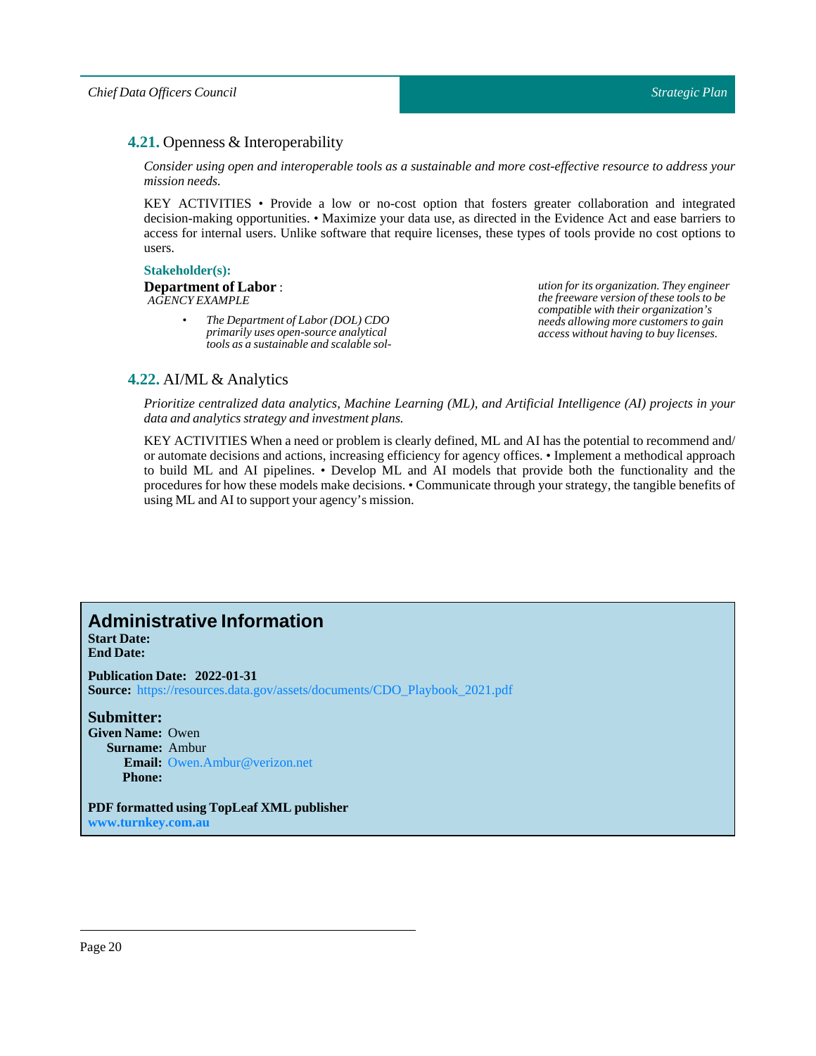## 4.21. Openness & Interoperability

*Consider using open and interoperable tools as a sustainable and more cost-effective resource to address your mission needs.*

KEY ACTIVITIES • Provide a low or no-cost option that fosters greater collaboration and integrated decision-making opportunities. • Maximize your data use, as directed in the Evidence Act and ease barriers to access for internal users. Unlike software that require licenses, these types of tools provide no cost options to users.

**Stakeholder(s):**

**Department of Labor** :
*AGENCY EXAMPLE*

- *The Department of Labor (DOL) CDO primarily uses open-source analytical tools as a sustainable and scalable solution for its organization. They engineer the freeware version of these tools to be compatible with their organization's needs allowing more customers to gain access without having to buy licenses.*

## 4.22. AI/ML & Analytics

*Prioritize centralized data analytics, Machine Learning (ML), and Artificial Intelligence (AI) projects in your data and analytics strategy and investment plans.*

KEY ACTIVITIES When a need or problem is clearly defined, ML and AI has the potential to recommend and/or automate decisions and actions, increasing efficiency for agency offices. • Implement a methodical approach to build ML and AI pipelines. • Develop ML and AI models that provide both the functionality and the procedures for how these models make decisions. • Communicate through your strategy, the tangible benefits of using ML and AI to support your agency's mission.

## Administrative Information

**Start Date:**
**End Date:**

**Publication Date:** 2022-01-31
**Source:** https://resources.data.gov/assets/documents/CDO_Playbook_2021.pdf

### Submitter:

**Given Name:** Owen
**Surname:** Ambur
**Email:** Owen.Ambur@verizon.net
**Phone:**

**PDF formatted using TopLeaf XML publisher**
**www.turnkey.com.au**